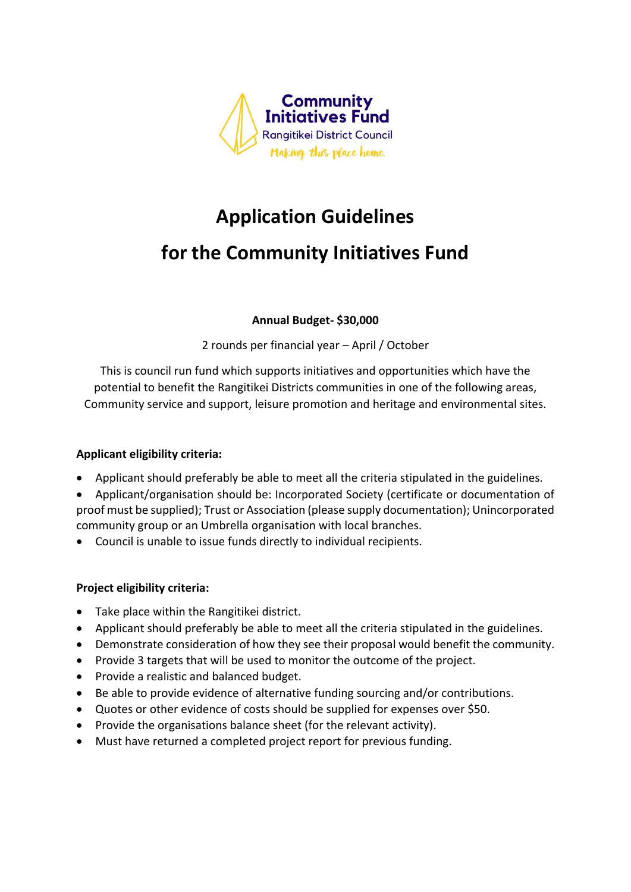Community Initiatives Fund
Rangitikei District Council
*Making this place home.*

# Application Guidelines

# for the Community Initiatives Fund

**Annual Budget- $30,000**

2 rounds per financial year – April / October

This is council run fund which supports initiatives and opportunities which have the potential to benefit the Rangitikei Districts communities in one of the following areas, Community service and support, leisure promotion and heritage and environmental sites.

**Applicant eligibility criteria:**

- Applicant should preferably be able to meet all the criteria stipulated in the guidelines.
- Applicant/organisation should be: Incorporated Society (certificate or documentation of proof must be supplied); Trust or Association (please supply documentation); Unincorporated community group or an Umbrella organisation with local branches.
- Council is unable to issue funds directly to individual recipients.

**Project eligibility criteria:**

- Take place within the Rangitikei district.
- Applicant should preferably be able to meet all the criteria stipulated in the guidelines.
- Demonstrate consideration of how they see their proposal would benefit the community.
- Provide 3 targets that will be used to monitor the outcome of the project.
- Provide a realistic and balanced budget.
- Be able to provide evidence of alternative funding sourcing and/or contributions.
- Quotes or other evidence of costs should be supplied for expenses over $50.
- Provide the organisations balance sheet (for the relevant activity).
- Must have returned a completed project report for previous funding.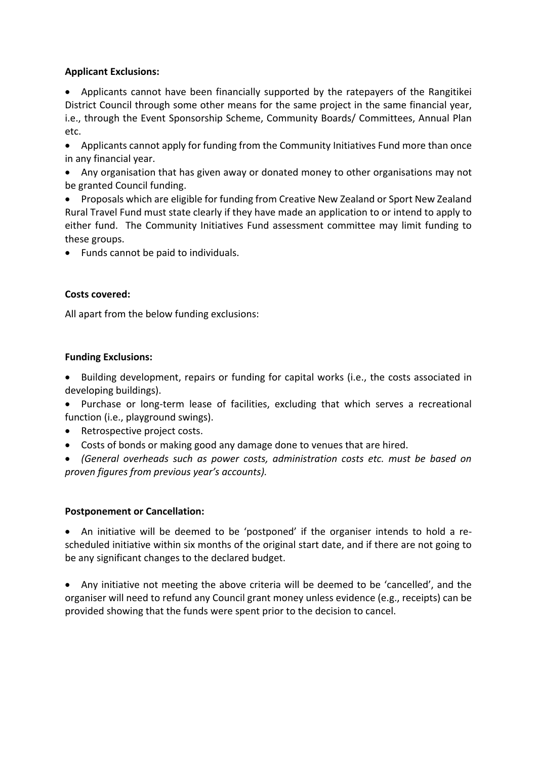**Applicant Exclusions:**

- Applicants cannot have been financially supported by the ratepayers of the Rangitikei District Council through some other means for the same project in the same financial year, i.e., through the Event Sponsorship Scheme, Community Boards/ Committees, Annual Plan etc.
- Applicants cannot apply for funding from the Community Initiatives Fund more than once in any financial year.
- Any organisation that has given away or donated money to other organisations may not be granted Council funding.
- Proposals which are eligible for funding from Creative New Zealand or Sport New Zealand Rural Travel Fund must state clearly if they have made an application to or intend to apply to either fund. The Community Initiatives Fund assessment committee may limit funding to these groups.
- Funds cannot be paid to individuals.

**Costs covered:**

All apart from the below funding exclusions:

**Funding Exclusions:**

- Building development, repairs or funding for capital works (i.e., the costs associated in developing buildings).
- Purchase or long-term lease of facilities, excluding that which serves a recreational function (i.e., playground swings).
- Retrospective project costs.
- Costs of bonds or making good any damage done to venues that are hired.
- *(General overheads such as power costs, administration costs etc. must be based on proven figures from previous year's accounts).*

**Postponement or Cancellation:**

- An initiative will be deemed to be 'postponed' if the organiser intends to hold a re-scheduled initiative within six months of the original start date, and if there are not going to be any significant changes to the declared budget.

- Any initiative not meeting the above criteria will be deemed to be 'cancelled', and the organiser will need to refund any Council grant money unless evidence (e.g., receipts) can be provided showing that the funds were spent prior to the decision to cancel.